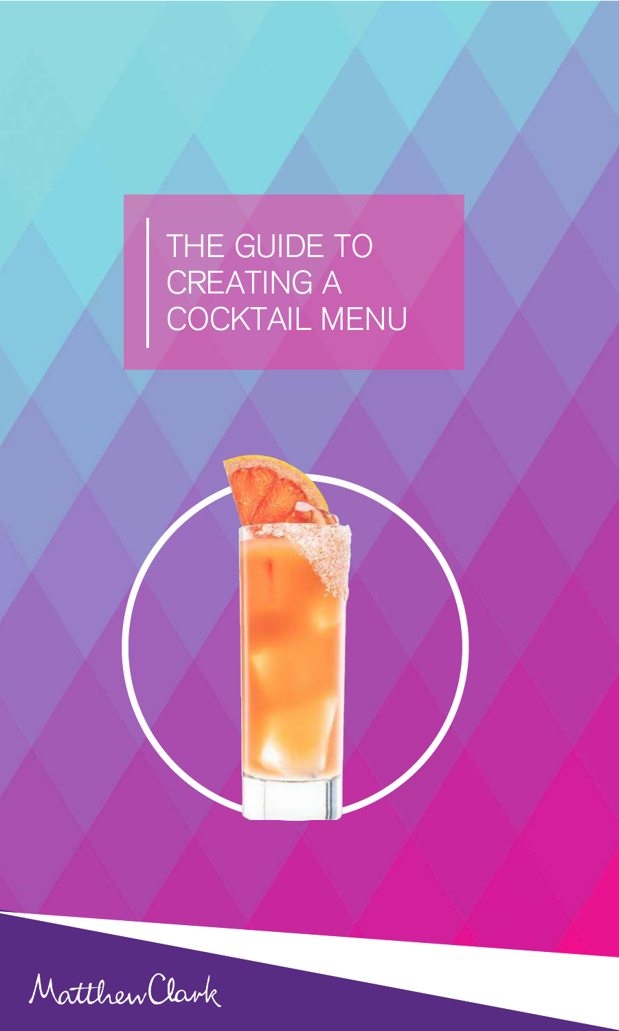# THE GUIDE TO CREATING A COCKTAIL MENU

Matthew Clark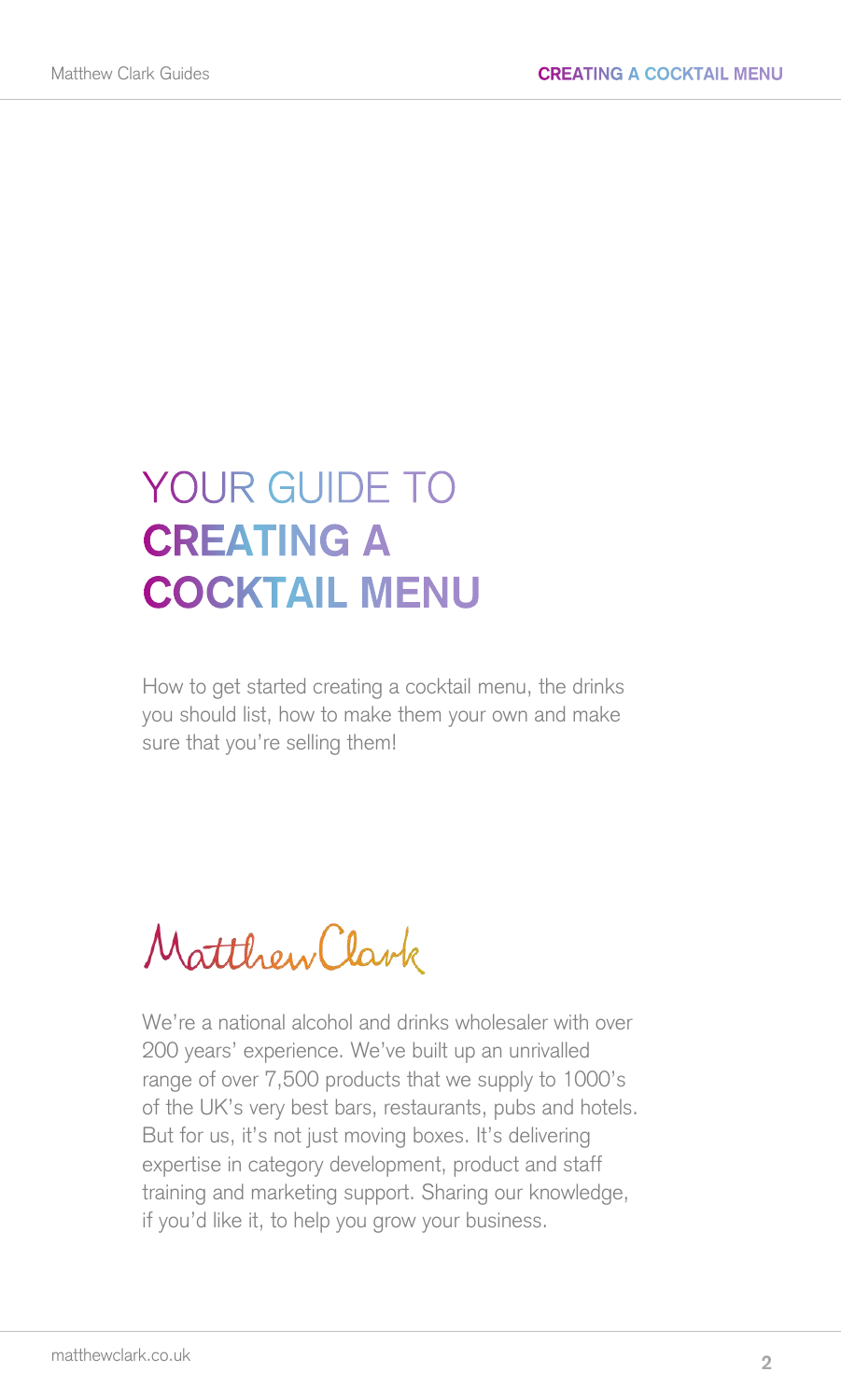# YOUR GUIDE TO CREATING A COCKTAIL MENU

How to get started creating a cocktail menu, the drinks you should list, how to make them your own and make sure that you're selling them!

Matthew Clark

We're a national alcohol and drinks wholesaler with over 200 years' experience. We've built up an unrivalled range of over 7,500 products that we supply to 1000's of the UK's very best bars, restaurants, pubs and hotels. But for us, it's not just moving boxes. It's delivering expertise in category development, product and staff training and marketing support. Sharing our knowledge, if you'd like it, to help you grow your business.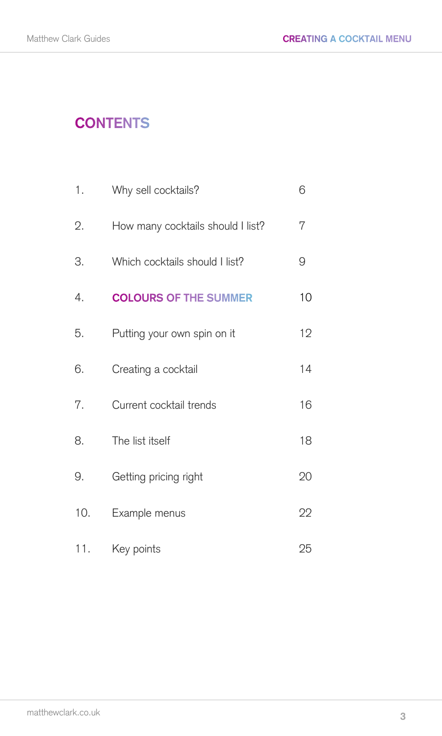# CONTENTS

| | | |
|---|---|---|
| 1. | Why sell cocktails? | 6 |
| 2. | How many cocktails should I list? | 7 |
| 3. | Which cocktails should I list? | 9 |
| 4. | **COLOURS OF THE SUMMER** | 10 |
| 5. | Putting your own spin on it | 12 |
| 6. | Creating a cocktail | 14 |
| 7. | Current cocktail trends | 16 |
| 8. | The list itself | 18 |
| 9. | Getting pricing right | 20 |
| 10. | Example menus | 22 |
| 11. | Key points | 25 |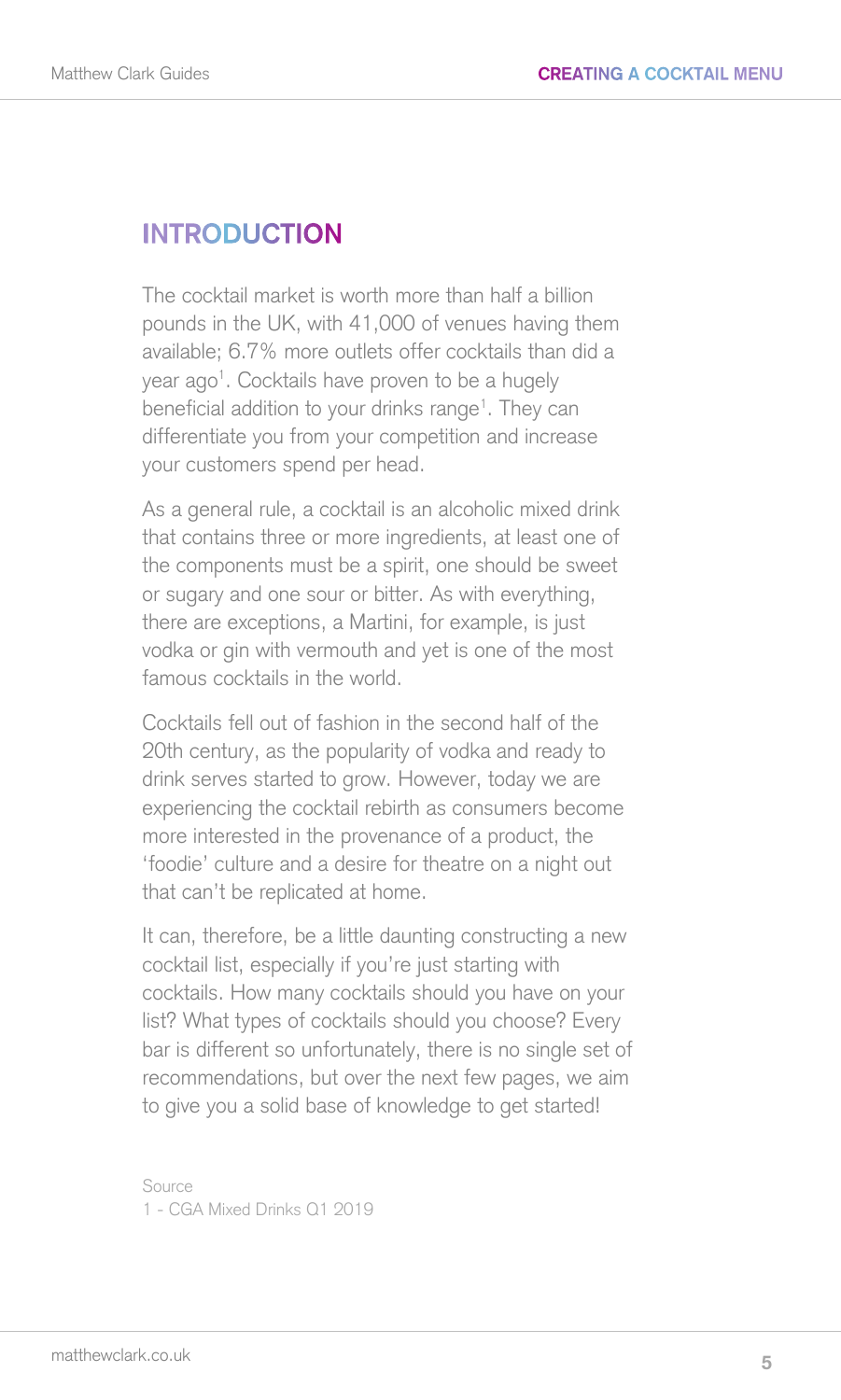## INTRODUCTION

The cocktail market is worth more than half a billion pounds in the UK, with 41,000 of venues having them available; 6.7% more outlets offer cocktails than did a year ago[1]. Cocktails have proven to be a hugely beneficial addition to your drinks range[1]. They can differentiate you from your competition and increase your customers spend per head.

As a general rule, a cocktail is an alcoholic mixed drink that contains three or more ingredients, at least one of the components must be a spirit, one should be sweet or sugary and one sour or bitter. As with everything, there are exceptions, a Martini, for example, is just vodka or gin with vermouth and yet is one of the most famous cocktails in the world.

Cocktails fell out of fashion in the second half of the 20th century, as the popularity of vodka and ready to drink serves started to grow. However, today we are experiencing the cocktail rebirth as consumers become more interested in the provenance of a product, the 'foodie' culture and a desire for theatre on a night out that can't be replicated at home.

It can, therefore, be a little daunting constructing a new cocktail list, especially if you're just starting with cocktails. How many cocktails should you have on your list? What types of cocktails should you choose? Every bar is different so unfortunately, there is no single set of recommendations, but over the next few pages, we aim to give you a solid base of knowledge to get started!

Source
1 - CGA Mixed Drinks Q1 2019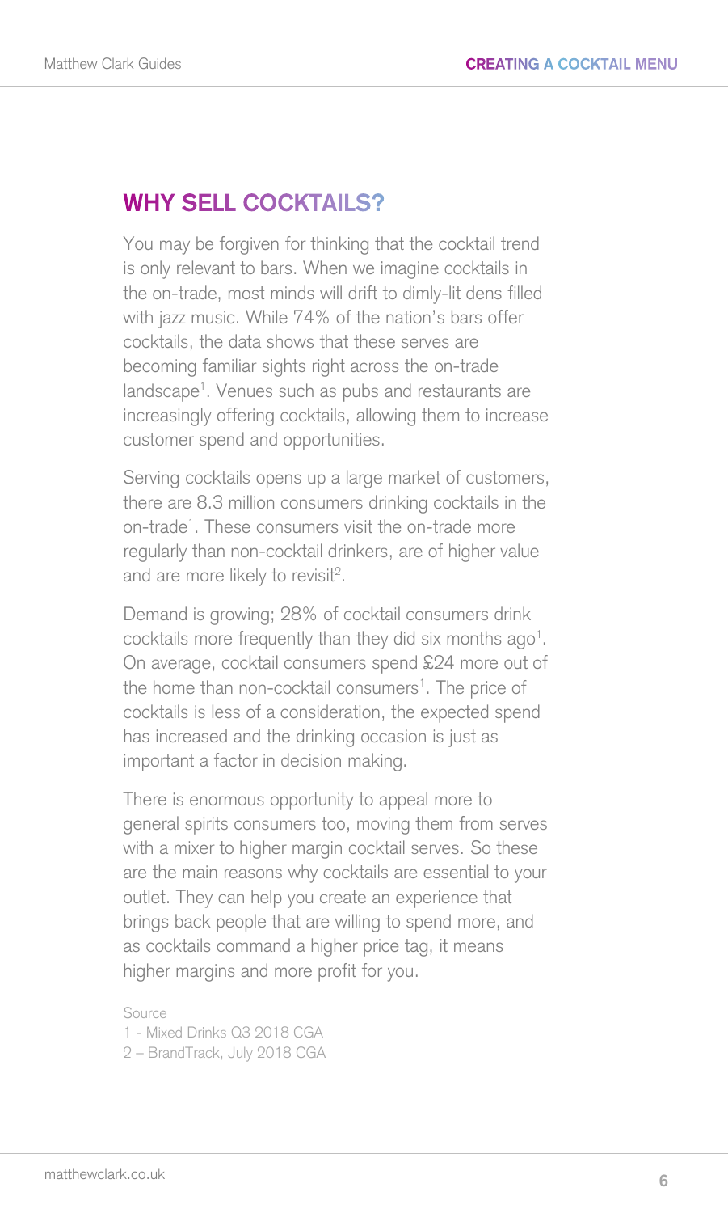## WHY SELL COCKTAILS?

You may be forgiven for thinking that the cocktail trend is only relevant to bars. When we imagine cocktails in the on-trade, most minds will drift to dimly-lit dens filled with jazz music. While 74% of the nation's bars offer cocktails, the data shows that these serves are becoming familiar sights right across the on-trade landscape[1]. Venues such as pubs and restaurants are increasingly offering cocktails, allowing them to increase customer spend and opportunities.

Serving cocktails opens up a large market of customers, there are 8.3 million consumers drinking cocktails in the on-trade[1]. These consumers visit the on-trade more regularly than non-cocktail drinkers, are of higher value and are more likely to revisit[2].

Demand is growing; 28% of cocktail consumers drink cocktails more frequently than they did six months ago[1]. On average, cocktail consumers spend £24 more out of the home than non-cocktail consumers[1]. The price of cocktails is less of a consideration, the expected spend has increased and the drinking occasion is just as important a factor in decision making.

There is enormous opportunity to appeal more to general spirits consumers too, moving them from serves with a mixer to higher margin cocktail serves. So these are the main reasons why cocktails are essential to your outlet. They can help you create an experience that brings back people that are willing to spend more, and as cocktails command a higher price tag, it means higher margins and more profit for you.

Source
1 - Mixed Drinks Q3 2018 CGA
2 – BrandTrack, July 2018 CGA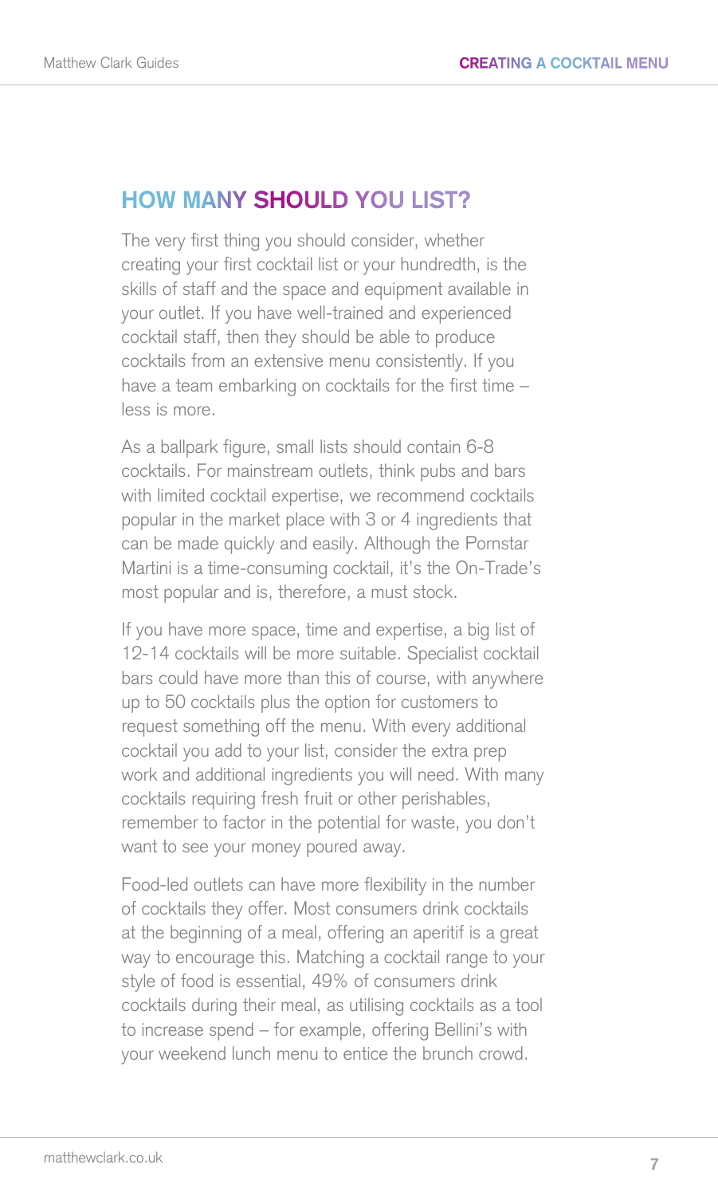## HOW MANY SHOULD YOU LIST?

The very first thing you should consider, whether creating your first cocktail list or your hundredth, is the skills of staff and the space and equipment available in your outlet. If you have well-trained and experienced cocktail staff, then they should be able to produce cocktails from an extensive menu consistently. If you have a team embarking on cocktails for the first time – less is more.

As a ballpark figure, small lists should contain 6-8 cocktails. For mainstream outlets, think pubs and bars with limited cocktail expertise, we recommend cocktails popular in the market place with 3 or 4 ingredients that can be made quickly and easily. Although the Pornstar Martini is a time-consuming cocktail, it's the On-Trade's most popular and is, therefore, a must stock.

If you have more space, time and expertise, a big list of 12-14 cocktails will be more suitable. Specialist cocktail bars could have more than this of course, with anywhere up to 50 cocktails plus the option for customers to request something off the menu. With every additional cocktail you add to your list, consider the extra prep work and additional ingredients you will need. With many cocktails requiring fresh fruit or other perishables, remember to factor in the potential for waste, you don't want to see your money poured away.

Food-led outlets can have more flexibility in the number of cocktails they offer. Most consumers drink cocktails at the beginning of a meal, offering an aperitif is a great way to encourage this. Matching a cocktail range to your style of food is essential, 49% of consumers drink cocktails during their meal, as utilising cocktails as a tool to increase spend – for example, offering Bellini's with your weekend lunch menu to entice the brunch crowd.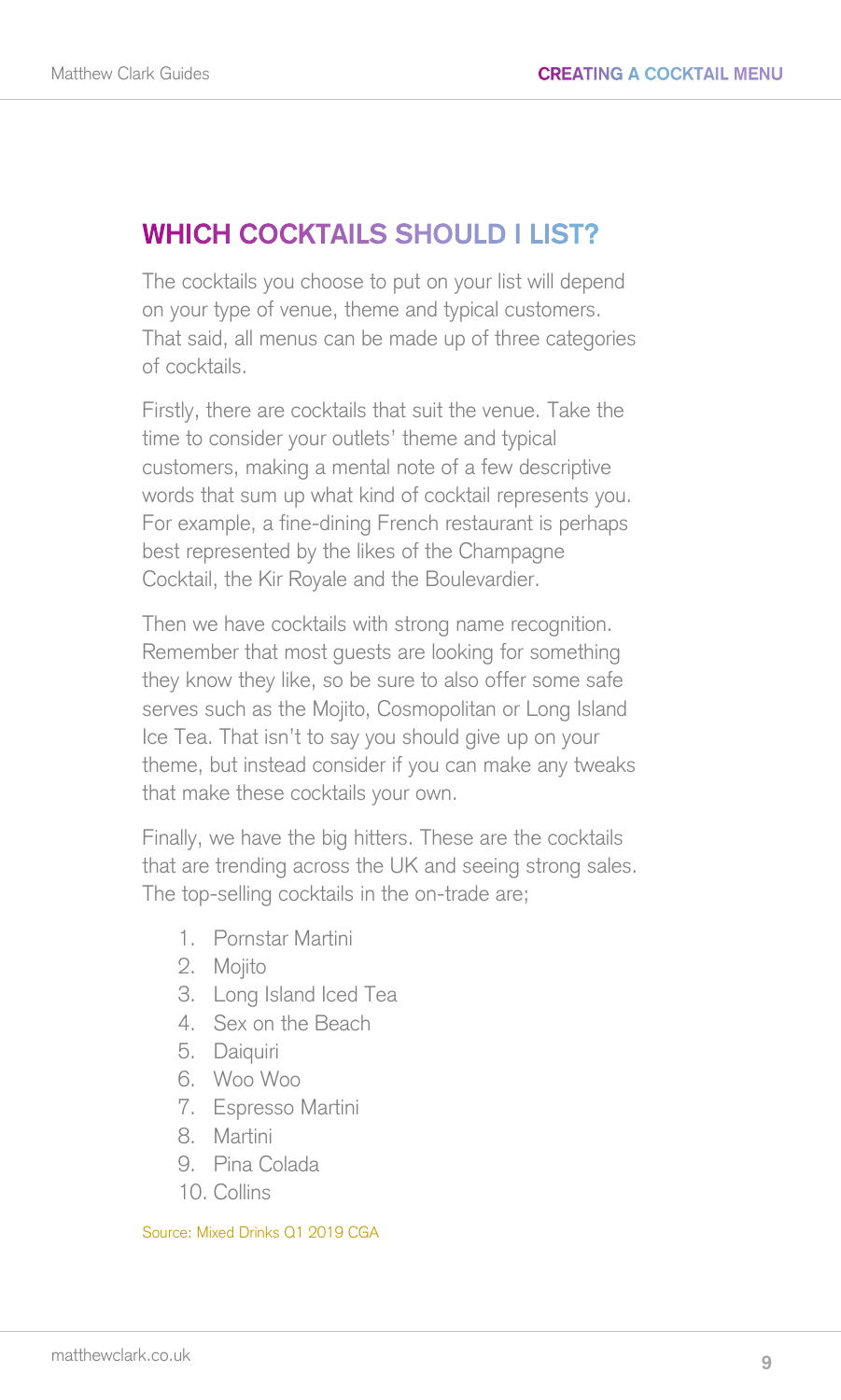## WHICH COCKTAILS SHOULD I LIST?

The cocktails you choose to put on your list will depend on your type of venue, theme and typical customers. That said, all menus can be made up of three categories of cocktails.

Firstly, there are cocktails that suit the venue. Take the time to consider your outlets' theme and typical customers, making a mental note of a few descriptive words that sum up what kind of cocktail represents you. For example, a fine-dining French restaurant is perhaps best represented by the likes of the Champagne Cocktail, the Kir Royale and the Boulevardier.

Then we have cocktails with strong name recognition. Remember that most guests are looking for something they know they like, so be sure to also offer some safe serves such as the Mojito, Cosmopolitan or Long Island Ice Tea. That isn't to say you should give up on your theme, but instead consider if you can make any tweaks that make these cocktails your own.

Finally, we have the big hitters. These are the cocktails that are trending across the UK and seeing strong sales. The top-selling cocktails in the on-trade are;

1. Pornstar Martini
2. Mojito
3. Long Island Iced Tea
4. Sex on the Beach
5. Daiquiri
6. Woo Woo
7. Espresso Martini
8. Martini
9. Pina Colada
10. Collins

Source: Mixed Drinks Q1 2019 CGA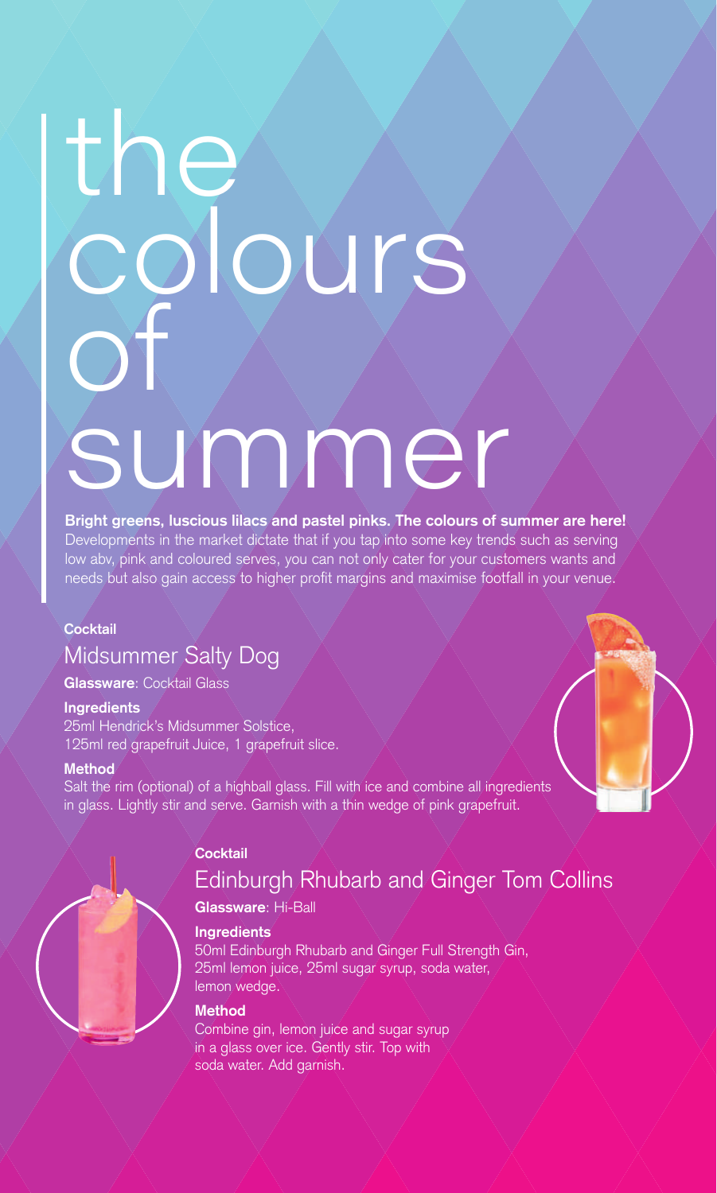# the colours of summer

**Bright greens, luscious lilacs and pastel pinks. The colours of summer are here!** Developments in the market dictate that if you tap into some key trends such as serving low abv, pink and coloured serves, you can not only cater for your customers wants and needs but also gain access to higher profit margins and maximise footfall in your venue.

**Cocktail**

## Midsummer Salty Dog

**Glassware**: Cocktail Glass

**Ingredients**

25ml Hendrick's Midsummer Solstice,
125ml red grapefruit Juice, 1 grapefruit slice.

**Method**

Salt the rim (optional) of a highball glass. Fill with ice and combine all ingredients in glass. Lightly stir and serve. Garnish with a thin wedge of pink grapefruit.

**Cocktail**

## Edinburgh Rhubarb and Ginger Tom Collins

**Glassware**: Hi-Ball

**Ingredients**

50ml Edinburgh Rhubarb and Ginger Full Strength Gin,
25ml lemon juice, 25ml sugar syrup, soda water,
lemon wedge.

**Method**

Combine gin, lemon juice and sugar syrup in a glass over ice. Gently stir. Top with soda water. Add garnish.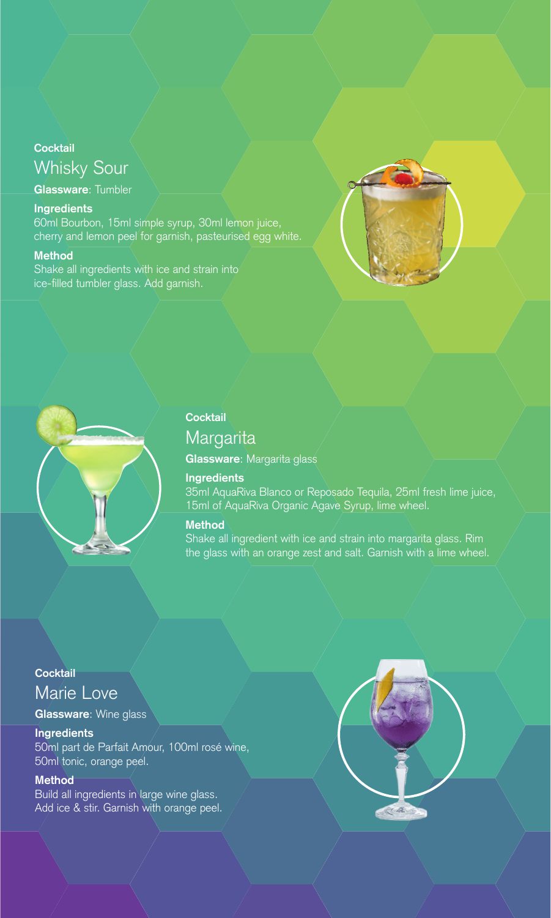**Cocktail**

## Whisky Sour

**Glassware**: Tumbler

**Ingredients**

60ml Bourbon, 15ml simple syrup, 30ml lemon juice, cherry and lemon peel for garnish, pasteurised egg white.

**Method**

Shake all ingredients with ice and strain into ice-filled tumbler glass. Add garnish.

**Cocktail**

## Margarita

**Glassware**: Margarita glass

**Ingredients**

35ml AquaRiva Blanco or Reposado Tequila, 25ml fresh lime juice, 15ml of AquaRiva Organic Agave Syrup, lime wheel.

**Method**

Shake all ingredient with ice and strain into margarita glass. Rim the glass with an orange zest and salt. Garnish with a lime wheel.

**Cocktail**

## Marie Love

**Glassware**: Wine glass

**Ingredients**

50ml part de Parfait Amour, 100ml rosé wine, 50ml tonic, orange peel.

**Method**

Build all ingredients in large wine glass. Add ice & stir. Garnish with orange peel.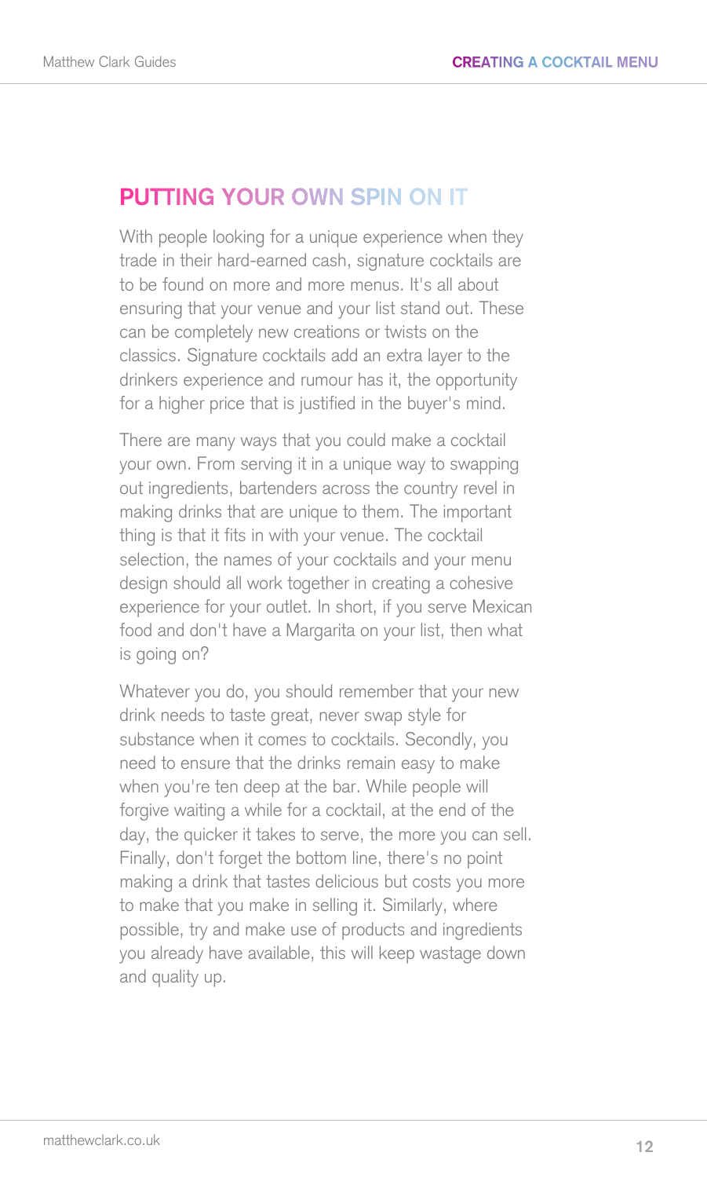## PUTTING YOUR OWN SPIN ON IT

With people looking for a unique experience when they trade in their hard-earned cash, signature cocktails are to be found on more and more menus. It's all about ensuring that your venue and your list stand out. These can be completely new creations or twists on the classics. Signature cocktails add an extra layer to the drinkers experience and rumour has it, the opportunity for a higher price that is justified in the buyer's mind.

There are many ways that you could make a cocktail your own. From serving it in a unique way to swapping out ingredients, bartenders across the country revel in making drinks that are unique to them. The important thing is that it fits in with your venue. The cocktail selection, the names of your cocktails and your menu design should all work together in creating a cohesive experience for your outlet. In short, if you serve Mexican food and don't have a Margarita on your list, then what is going on?

Whatever you do, you should remember that your new drink needs to taste great, never swap style for substance when it comes to cocktails. Secondly, you need to ensure that the drinks remain easy to make when you're ten deep at the bar. While people will forgive waiting a while for a cocktail, at the end of the day, the quicker it takes to serve, the more you can sell. Finally, don't forget the bottom line, there's no point making a drink that tastes delicious but costs you more to make that you make in selling it. Similarly, where possible, try and make use of products and ingredients you already have available, this will keep wastage down and quality up.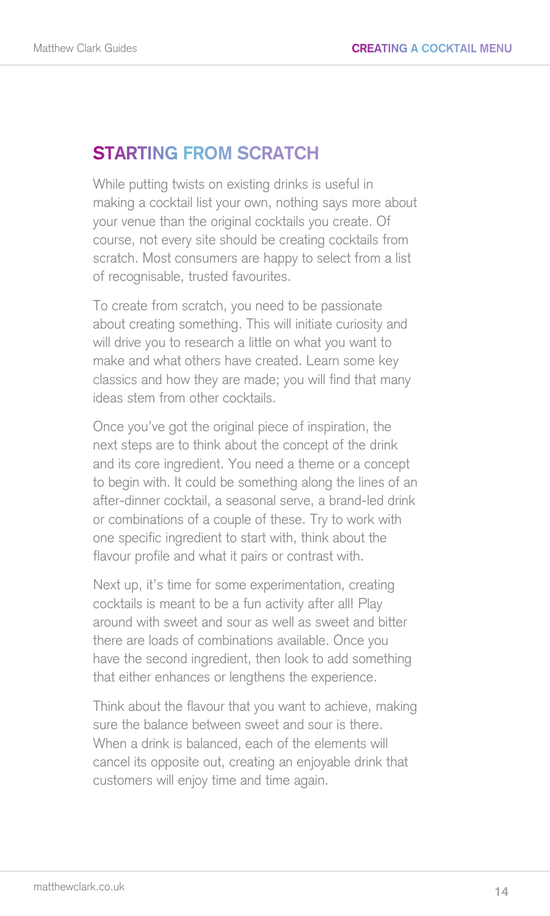## STARTING FROM SCRATCH

While putting twists on existing drinks is useful in making a cocktail list your own, nothing says more about your venue than the original cocktails you create. Of course, not every site should be creating cocktails from scratch. Most consumers are happy to select from a list of recognisable, trusted favourites.

To create from scratch, you need to be passionate about creating something. This will initiate curiosity and will drive you to research a little on what you want to make and what others have created. Learn some key classics and how they are made; you will find that many ideas stem from other cocktails.

Once you've got the original piece of inspiration, the next steps are to think about the concept of the drink and its core ingredient. You need a theme or a concept to begin with. It could be something along the lines of an after-dinner cocktail, a seasonal serve, a brand-led drink or combinations of a couple of these. Try to work with one specific ingredient to start with, think about the flavour profile and what it pairs or contrast with.

Next up, it's time for some experimentation, creating cocktails is meant to be a fun activity after all! Play around with sweet and sour as well as sweet and bitter there are loads of combinations available. Once you have the second ingredient, then look to add something that either enhances or lengthens the experience.

Think about the flavour that you want to achieve, making sure the balance between sweet and sour is there. When a drink is balanced, each of the elements will cancel its opposite out, creating an enjoyable drink that customers will enjoy time and time again.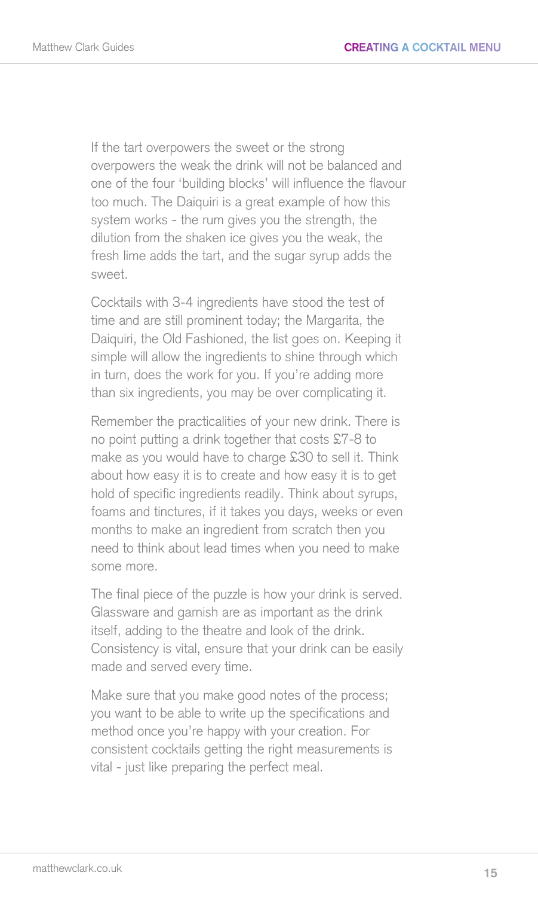If the tart overpowers the sweet or the strong overpowers the weak the drink will not be balanced and one of the four 'building blocks' will influence the flavour too much. The Daiquiri is a great example of how this system works - the rum gives you the strength, the dilution from the shaken ice gives you the weak, the fresh lime adds the tart, and the sugar syrup adds the sweet.

Cocktails with 3-4 ingredients have stood the test of time and are still prominent today; the Margarita, the Daiquiri, the Old Fashioned, the list goes on. Keeping it simple will allow the ingredients to shine through which in turn, does the work for you. If you're adding more than six ingredients, you may be over complicating it.

Remember the practicalities of your new drink. There is no point putting a drink together that costs £7-8 to make as you would have to charge £30 to sell it. Think about how easy it is to create and how easy it is to get hold of specific ingredients readily. Think about syrups, foams and tinctures, if it takes you days, weeks or even months to make an ingredient from scratch then you need to think about lead times when you need to make some more.

The final piece of the puzzle is how your drink is served. Glassware and garnish are as important as the drink itself, adding to the theatre and look of the drink. Consistency is vital, ensure that your drink can be easily made and served every time.

Make sure that you make good notes of the process; you want to be able to write up the specifications and method once you're happy with your creation. For consistent cocktails getting the right measurements is vital - just like preparing the perfect meal.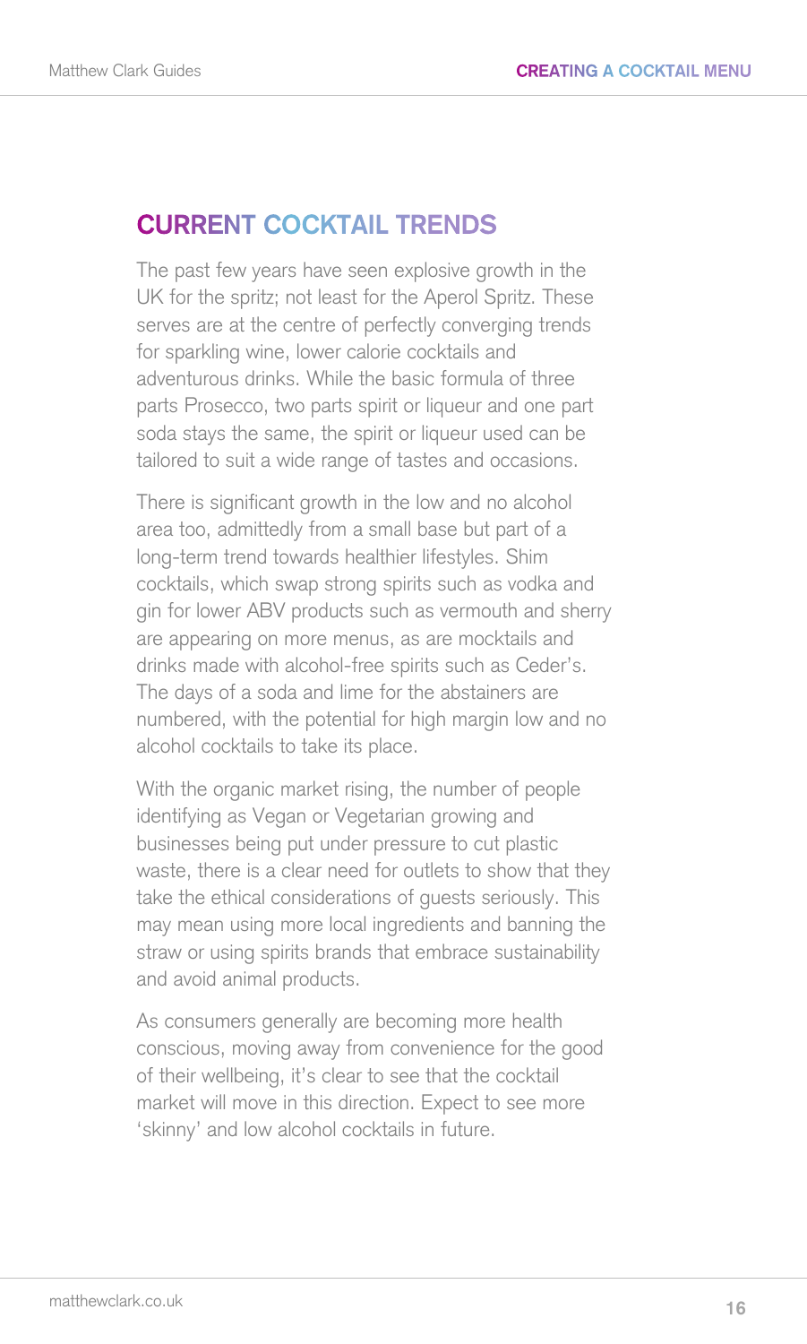## CURRENT COCKTAIL TRENDS

The past few years have seen explosive growth in the UK for the spritz; not least for the Aperol Spritz. These serves are at the centre of perfectly converging trends for sparkling wine, lower calorie cocktails and adventurous drinks. While the basic formula of three parts Prosecco, two parts spirit or liqueur and one part soda stays the same, the spirit or liqueur used can be tailored to suit a wide range of tastes and occasions.

There is significant growth in the low and no alcohol area too, admittedly from a small base but part of a long-term trend towards healthier lifestyles. Shim cocktails, which swap strong spirits such as vodka and gin for lower ABV products such as vermouth and sherry are appearing on more menus, as are mocktails and drinks made with alcohol-free spirits such as Ceder's. The days of a soda and lime for the abstainers are numbered, with the potential for high margin low and no alcohol cocktails to take its place.

With the organic market rising, the number of people identifying as Vegan or Vegetarian growing and businesses being put under pressure to cut plastic waste, there is a clear need for outlets to show that they take the ethical considerations of guests seriously. This may mean using more local ingredients and banning the straw or using spirits brands that embrace sustainability and avoid animal products.

As consumers generally are becoming more health conscious, moving away from convenience for the good of their wellbeing, it's clear to see that the cocktail market will move in this direction. Expect to see more 'skinny' and low alcohol cocktails in future.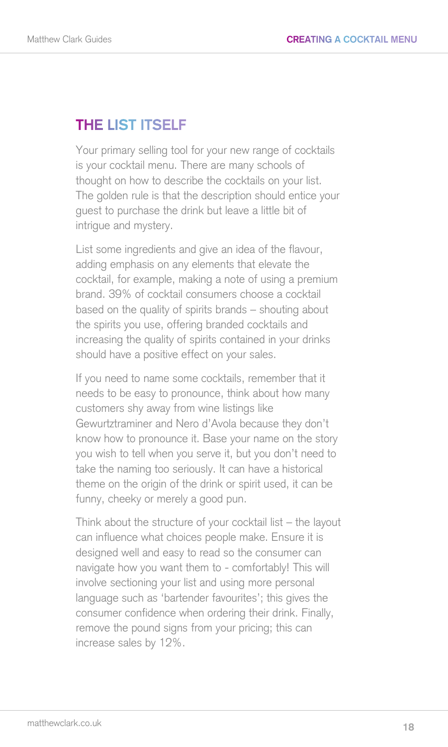## THE LIST ITSELF

Your primary selling tool for your new range of cocktails is your cocktail menu. There are many schools of thought on how to describe the cocktails on your list. The golden rule is that the description should entice your guest to purchase the drink but leave a little bit of intrigue and mystery.

List some ingredients and give an idea of the flavour, adding emphasis on any elements that elevate the cocktail, for example, making a note of using a premium brand. 39% of cocktail consumers choose a cocktail based on the quality of spirits brands – shouting about the spirits you use, offering branded cocktails and increasing the quality of spirits contained in your drinks should have a positive effect on your sales.

If you need to name some cocktails, remember that it needs to be easy to pronounce, think about how many customers shy away from wine listings like Gewurtztraminer and Nero d'Avola because they don't know how to pronounce it. Base your name on the story you wish to tell when you serve it, but you don't need to take the naming too seriously. It can have a historical theme on the origin of the drink or spirit used, it can be funny, cheeky or merely a good pun.

Think about the structure of your cocktail list – the layout can influence what choices people make. Ensure it is designed well and easy to read so the consumer can navigate how you want them to - comfortably! This will involve sectioning your list and using more personal language such as 'bartender favourites'; this gives the consumer confidence when ordering their drink. Finally, remove the pound signs from your pricing; this can increase sales by 12%.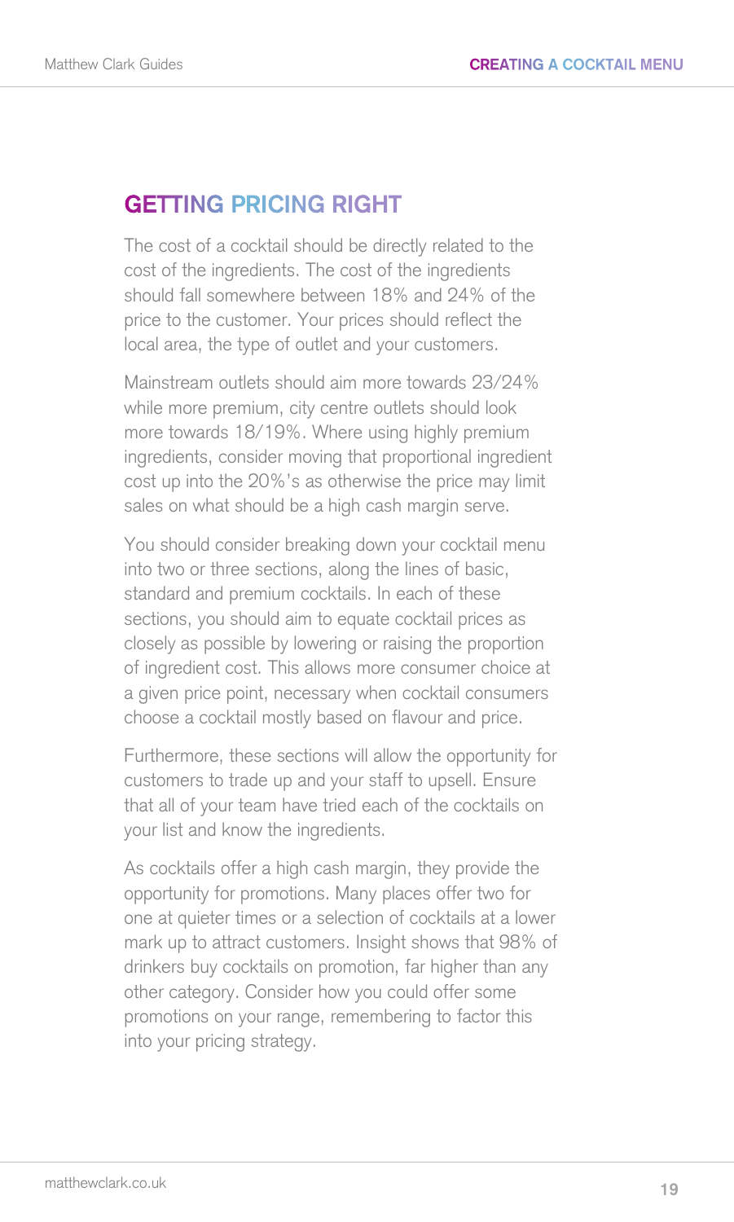## GETTING PRICING RIGHT

The cost of a cocktail should be directly related to the cost of the ingredients. The cost of the ingredients should fall somewhere between 18% and 24% of the price to the customer. Your prices should reflect the local area, the type of outlet and your customers.

Mainstream outlets should aim more towards 23/24% while more premium, city centre outlets should look more towards 18/19%. Where using highly premium ingredients, consider moving that proportional ingredient cost up into the 20%'s as otherwise the price may limit sales on what should be a high cash margin serve.

You should consider breaking down your cocktail menu into two or three sections, along the lines of basic, standard and premium cocktails. In each of these sections, you should aim to equate cocktail prices as closely as possible by lowering or raising the proportion of ingredient cost. This allows more consumer choice at a given price point, necessary when cocktail consumers choose a cocktail mostly based on flavour and price.

Furthermore, these sections will allow the opportunity for customers to trade up and your staff to upsell. Ensure that all of your team have tried each of the cocktails on your list and know the ingredients.

As cocktails offer a high cash margin, they provide the opportunity for promotions. Many places offer two for one at quieter times or a selection of cocktails at a lower mark up to attract customers. Insight shows that 98% of drinkers buy cocktails on promotion, far higher than any other category. Consider how you could offer some promotions on your range, remembering to factor this into your pricing strategy.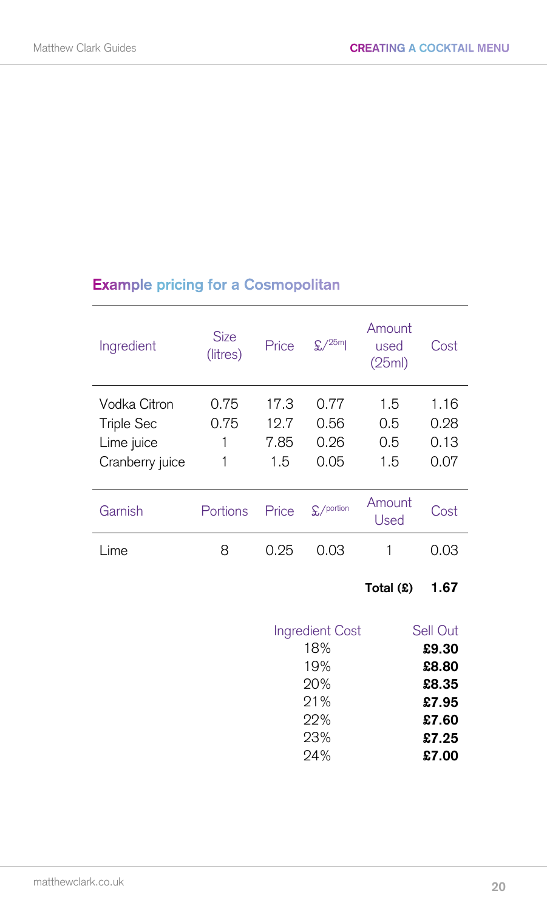## Example pricing for a Cosmopolitan

| Ingredient | Size (litres) | Price | £/25ml | Amount used (25ml) | Cost |
|---|---|---|---|---|---|
| Vodka Citron | 0.75 | 17.3 | 0.77 | 1.5 | 1.16 |
| Triple Sec | 0.75 | 12.7 | 0.56 | 0.5 | 0.28 |
| Lime juice | 1 | 7.85 | 0.26 | 0.5 | 0.13 |
| Cranberry juice | 1 | 1.5 | 0.05 | 1.5 | 0.07 |
| **Garnish** | **Portions** | **Price** | **£/portion** | **Amount Used** | **Cost** |
| Lime | 8 | 0.25 | 0.03 | 1 | 0.03 |
| | | | | **Total (£)** | **1.67** |

| Ingredient Cost | Sell Out |
|---|---|
| 18% | **£9.30** |
| 19% | **£8.80** |
| 20% | **£8.35** |
| 21% | **£7.95** |
| 22% | **£7.60** |
| 23% | **£7.25** |
| 24% | **£7.00** |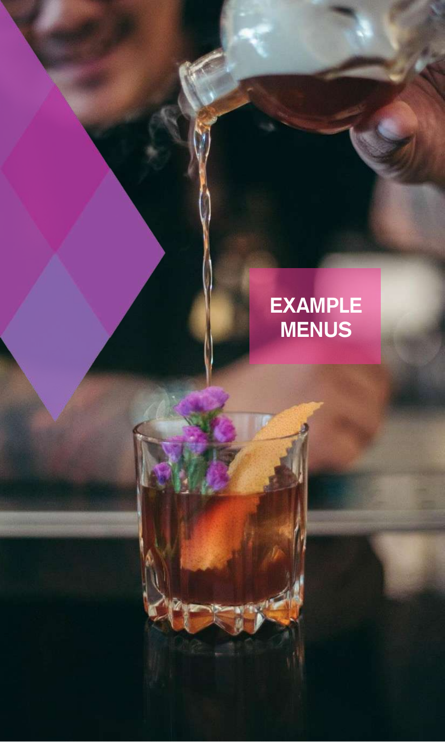# EXAMPLE MENUS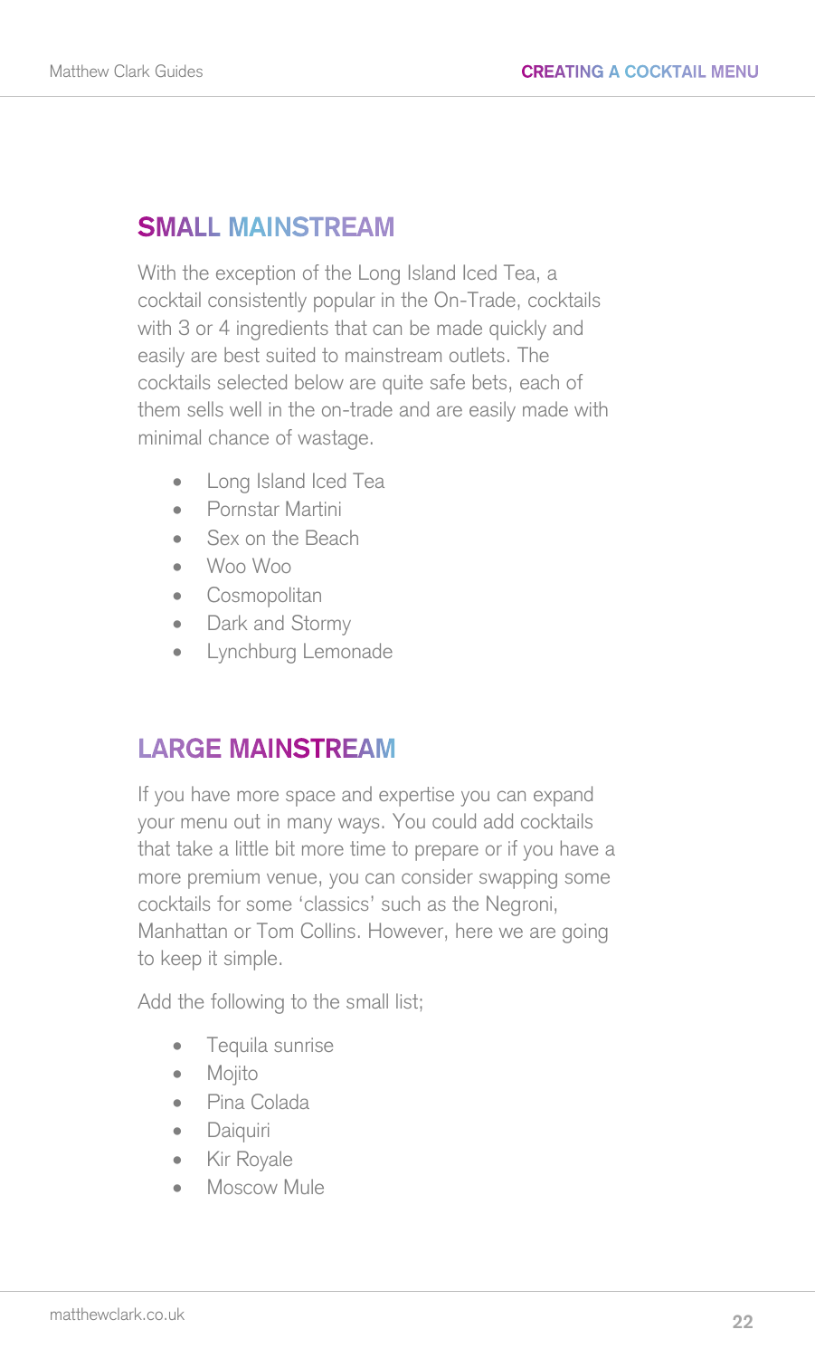## SMALL MAINSTREAM

With the exception of the Long Island Iced Tea, a cocktail consistently popular in the On-Trade, cocktails with 3 or 4 ingredients that can be made quickly and easily are best suited to mainstream outlets. The cocktails selected below are quite safe bets, each of them sells well in the on-trade and are easily made with minimal chance of wastage.

- Long Island Iced Tea
- Pornstar Martini
- Sex on the Beach
- Woo Woo
- Cosmopolitan
- Dark and Stormy
- Lynchburg Lemonade

## LARGE MAINSTREAM

If you have more space and expertise you can expand your menu out in many ways. You could add cocktails that take a little bit more time to prepare or if you have a more premium venue, you can consider swapping some cocktails for some 'classics' such as the Negroni, Manhattan or Tom Collins. However, here we are going to keep it simple.

Add the following to the small list;

- Tequila sunrise
- Mojito
- Pina Colada
- Daiquiri
- Kir Royale
- Moscow Mule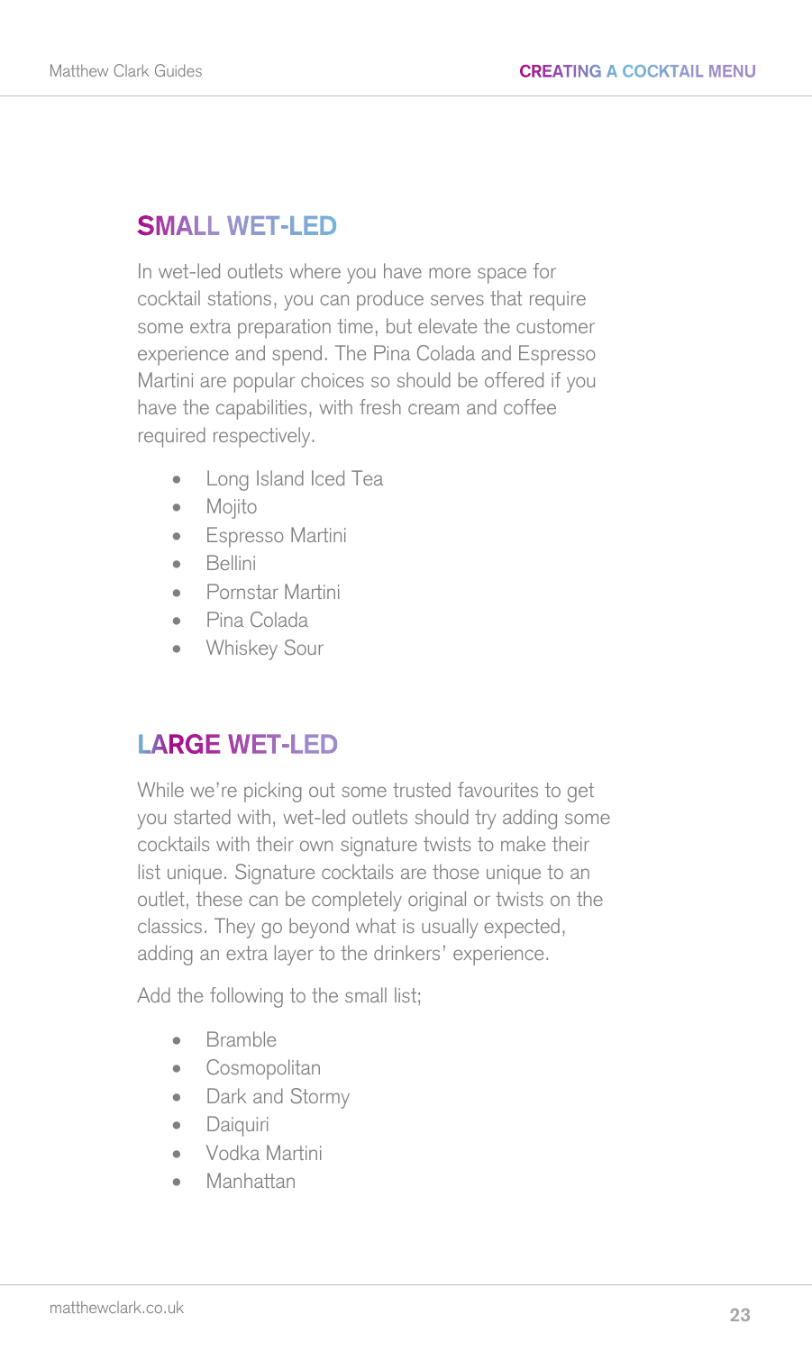## SMALL WET-LED

In wet-led outlets where you have more space for cocktail stations, you can produce serves that require some extra preparation time, but elevate the customer experience and spend. The Pina Colada and Espresso Martini are popular choices so should be offered if you have the capabilities, with fresh cream and coffee required respectively.

- Long Island Iced Tea
- Mojito
- Espresso Martini
- Bellini
- Pornstar Martini
- Pina Colada
- Whiskey Sour

## LARGE WET-LED

While we're picking out some trusted favourites to get you started with, wet-led outlets should try adding some cocktails with their own signature twists to make their list unique. Signature cocktails are those unique to an outlet, these can be completely original or twists on the classics. They go beyond what is usually expected, adding an extra layer to the drinkers' experience.

Add the following to the small list;

- Bramble
- Cosmopolitan
- Dark and Stormy
- Daiquiri
- Vodka Martini
- Manhattan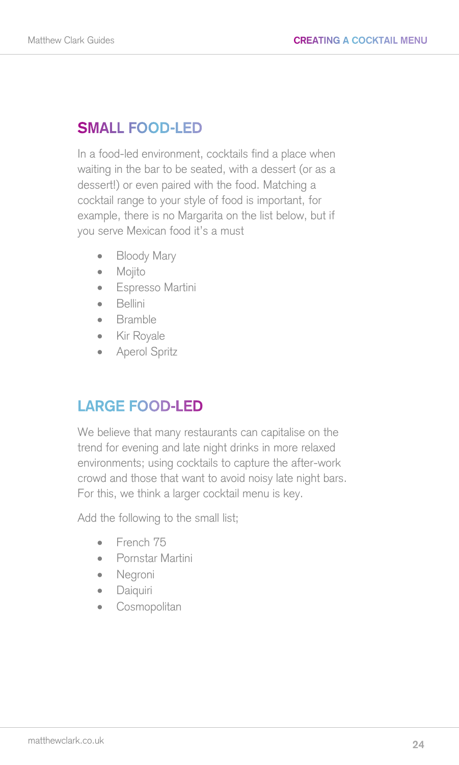## SMALL FOOD-LED

In a food-led environment, cocktails find a place when waiting in the bar to be seated, with a dessert (or as a dessert!) or even paired with the food. Matching a cocktail range to your style of food is important, for example, there is no Margarita on the list below, but if you serve Mexican food it's a must

- Bloody Mary
- Mojito
- Espresso Martini
- Bellini
- Bramble
- Kir Royale
- Aperol Spritz

## LARGE FOOD-LED

We believe that many restaurants can capitalise on the trend for evening and late night drinks in more relaxed environments; using cocktails to capture the after-work crowd and those that want to avoid noisy late night bars. For this, we think a larger cocktail menu is key.

Add the following to the small list;

- French 75
- Pornstar Martini
- Negroni
- Daiquiri
- Cosmopolitan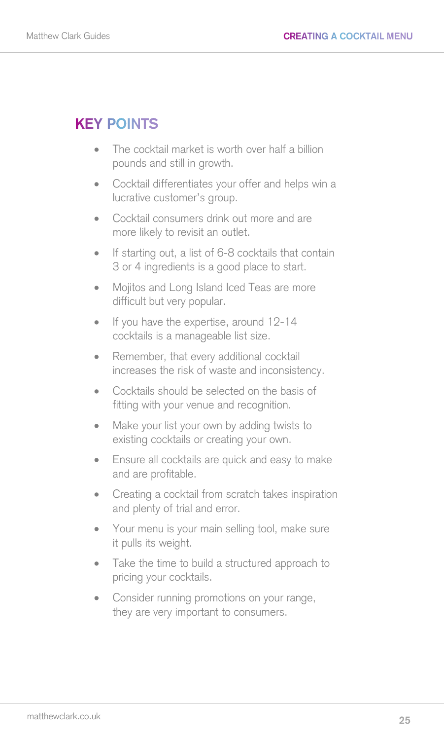## KEY POINTS

- The cocktail market is worth over half a billion pounds and still in growth.
- Cocktail differentiates your offer and helps win a lucrative customer's group.
- Cocktail consumers drink out more and are more likely to revisit an outlet.
- If starting out, a list of 6-8 cocktails that contain 3 or 4 ingredients is a good place to start.
- Mojitos and Long Island Iced Teas are more difficult but very popular.
- If you have the expertise, around 12-14 cocktails is a manageable list size.
- Remember, that every additional cocktail increases the risk of waste and inconsistency.
- Cocktails should be selected on the basis of fitting with your venue and recognition.
- Make your list your own by adding twists to existing cocktails or creating your own.
- Ensure all cocktails are quick and easy to make and are profitable.
- Creating a cocktail from scratch takes inspiration and plenty of trial and error.
- Your menu is your main selling tool, make sure it pulls its weight.
- Take the time to build a structured approach to pricing your cocktails.
- Consider running promotions on your range, they are very important to consumers.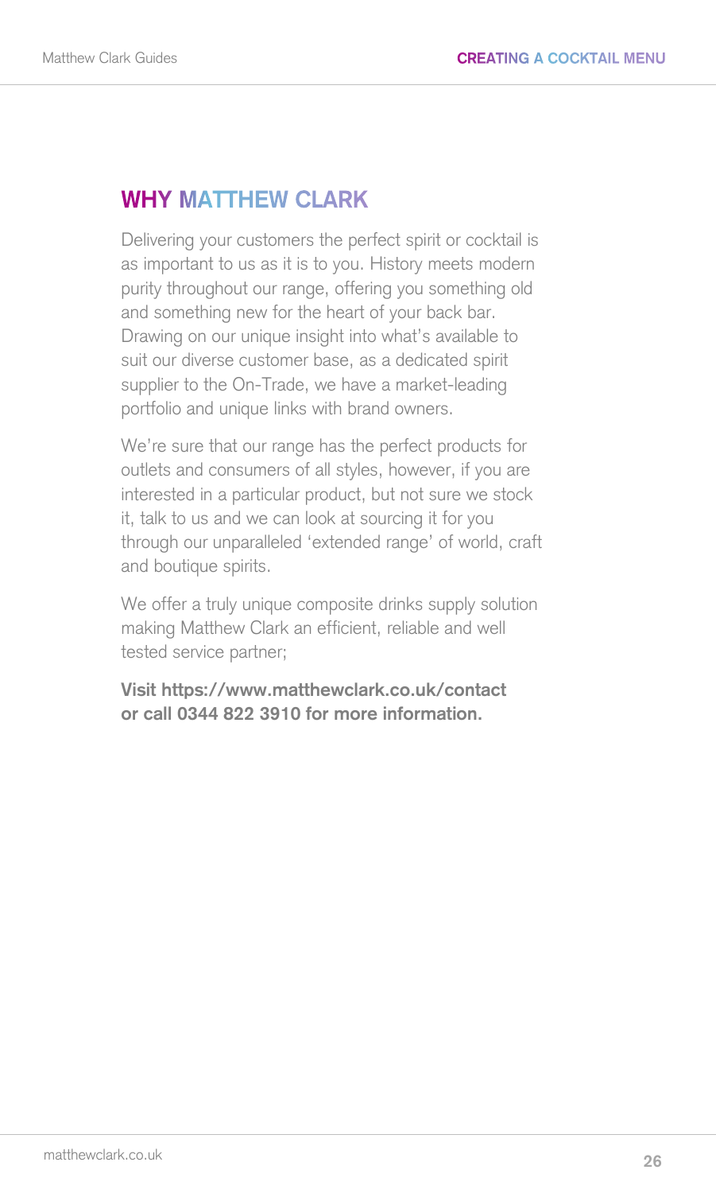## WHY MATTHEW CLARK

Delivering your customers the perfect spirit or cocktail is as important to us as it is to you. History meets modern purity throughout our range, offering you something old and something new for the heart of your back bar. Drawing on our unique insight into what's available to suit our diverse customer base, as a dedicated spirit supplier to the On-Trade, we have a market-leading portfolio and unique links with brand owners.

We're sure that our range has the perfect products for outlets and consumers of all styles, however, if you are interested in a particular product, but not sure we stock it, talk to us and we can look at sourcing it for you through our unparalleled 'extended range' of world, craft and boutique spirits.

We offer a truly unique composite drinks supply solution making Matthew Clark an efficient, reliable and well tested service partner;

**Visit https://www.matthewclark.co.uk/contact or call 0344 822 3910 for more information.**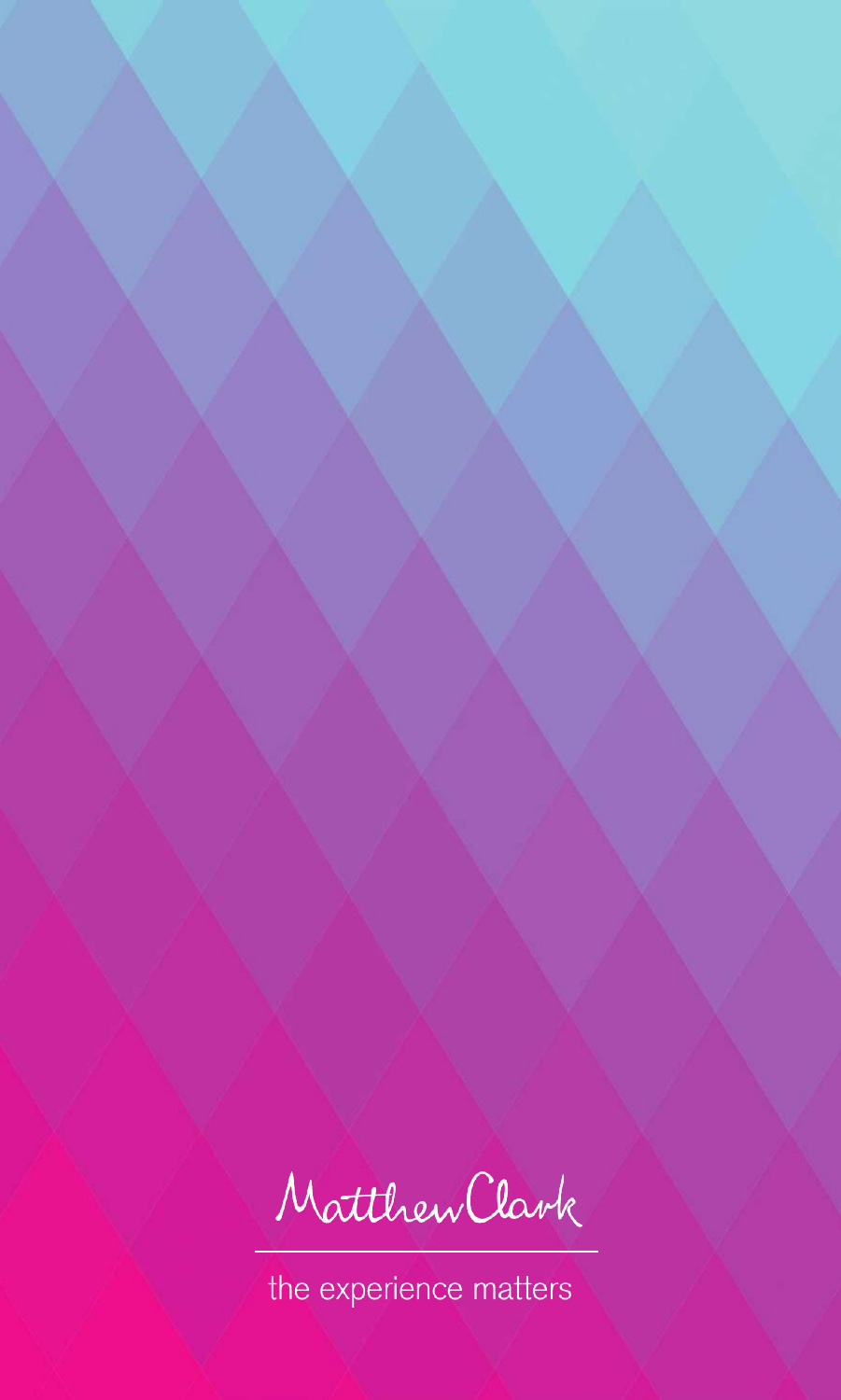Matthew Clark

the experience matters